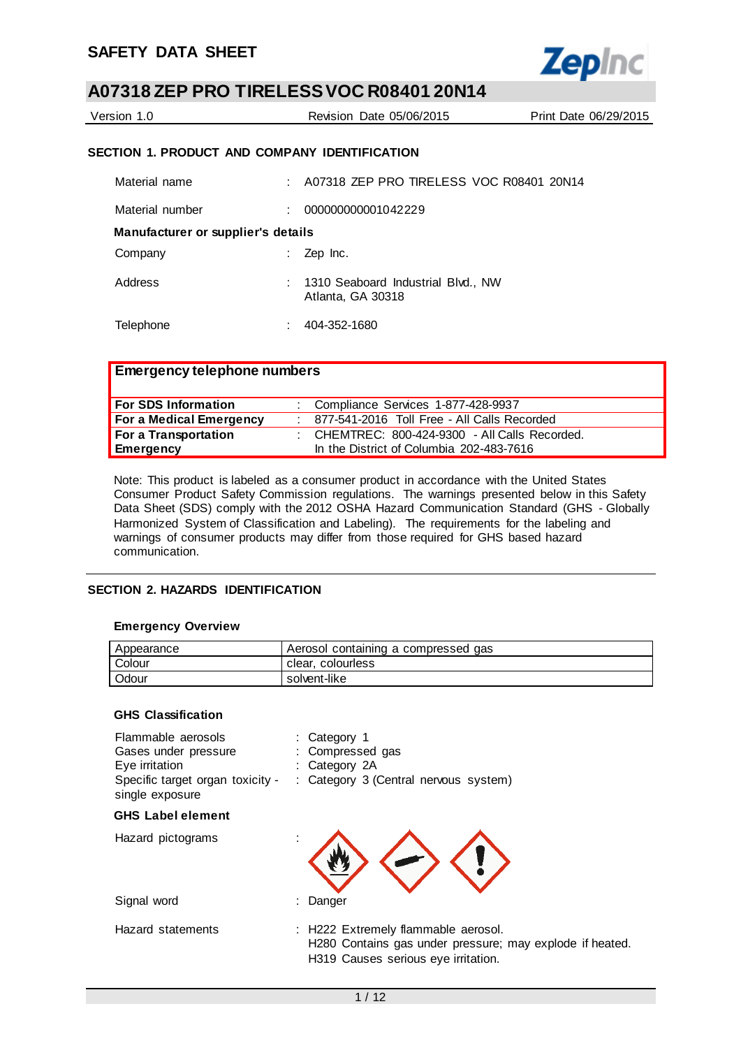# SAFETY DATA SHEET

## A07318 ZEP PRO TIRELESS VOC R08401 20N14

Version 1.0 | Revision Date 05/06/2015 | Print Date 06/29/2015

### SECTION 1. PRODUCT AND COMPANY IDENTIFICATION

Material name : A07318 ZEP PRO TIRELESS VOC R08401 20N14

Material number : 000000000001042229

**Manufacturer or supplier's details**

Company : Zep Inc.

Address : 1310 Seaboard Industrial Blvd., NW
Atlanta, GA 30318

Telephone : 404-352-1680

| **Emergency telephone numbers** | |
|---|---|
| **For SDS Information** | : Compliance Services 1-877-428-9937 |
| **For a Medical Emergency** | : 877-541-2016 Toll Free - All Calls Recorded |
| **For a Transportation Emergency** | : CHEMTREC: 800-424-9300 - All Calls Recorded. In the District of Columbia 202-483-7616 |

Note: This product is labeled as a consumer product in accordance with the United States Consumer Product Safety Commission regulations. The warnings presented below in this Safety Data Sheet (SDS) comply with the 2012 OSHA Hazard Communication Standard (GHS - Globally Harmonized System of Classification and Labeling). The requirements for the labeling and warnings of consumer products may differ from those required for GHS based hazard communication.

### SECTION 2. HAZARDS IDENTIFICATION

**Emergency Overview**

| Appearance | Aerosol containing a compressed gas |
|---|---|
| Colour | clear, colourless |
| Odour | solvent-like |

**GHS Classification**

Flammable aerosols : Category 1
Gases under pressure : Compressed gas
Eye irritation : Category 2A
Specific target organ toxicity - single exposure : Category 3 (Central nervous system)

**GHS Label element**

Hazard pictograms :

Signal word : Danger

Hazard statements : H222 Extremely flammable aerosol.
H280 Contains gas under pressure; may explode if heated.
H319 Causes serious eye irritation.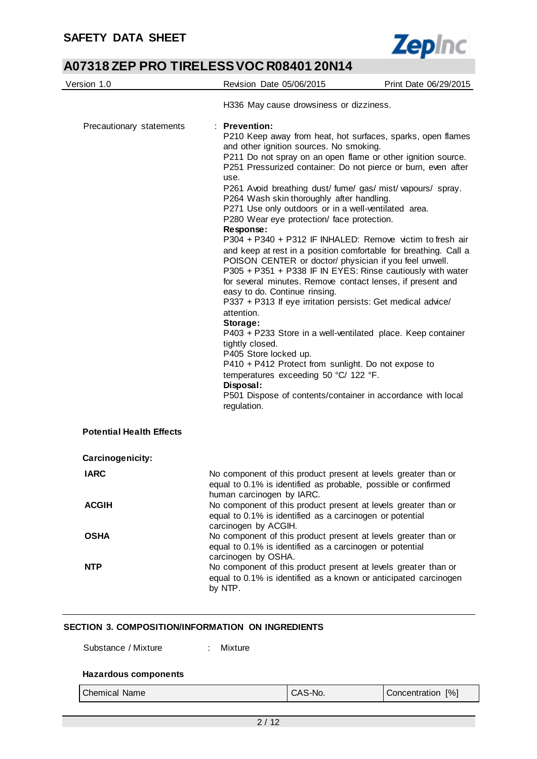H336 May cause drowsiness or dizziness.

Precautionary statements : **Prevention:**

P210 Keep away from heat, hot surfaces, sparks, open flames and other ignition sources. No smoking.
P211 Do not spray on an open flame or other ignition source.
P251 Pressurized container: Do not pierce or burn, even after use.
P261 Avoid breathing dust/ fume/ gas/ mist/ vapours/ spray.
P264 Wash skin thoroughly after handling.
P271 Use only outdoors or in a well-ventilated area.
P280 Wear eye protection/ face protection.

**Response:**

P304 + P340 + P312 IF INHALED: Remove victim to fresh air and keep at rest in a position comfortable for breathing. Call a POISON CENTER or doctor/ physician if you feel unwell.
P305 + P351 + P338 IF IN EYES: Rinse cautiously with water for several minutes. Remove contact lenses, if present and easy to do. Continue rinsing.
P337 + P313 If eye irritation persists: Get medical advice/ attention.

**Storage:**

P403 + P233 Store in a well-ventilated place. Keep container tightly closed.
P405 Store locked up.
P410 + P412 Protect from sunlight. Do not expose to temperatures exceeding 50 °C/ 122 °F.

**Disposal:**

P501 Dispose of contents/container in accordance with local regulation.

**Potential Health Effects**

**Carcinogenicity:**

**IARC** No component of this product present at levels greater than or equal to 0.1% is identified as probable, possible or confirmed human carcinogen by IARC.

**ACGIH** No component of this product present at levels greater than or equal to 0.1% is identified as a carcinogen or potential carcinogen by ACGIH.

**OSHA** No component of this product present at levels greater than or equal to 0.1% is identified as a carcinogen or potential carcinogen by OSHA.

**NTP** No component of this product present at levels greater than or equal to 0.1% is identified as a known or anticipated carcinogen by NTP.

## SECTION 3. COMPOSITION/INFORMATION ON INGREDIENTS

Substance / Mixture : Mixture

**Hazardous components**

| Chemical Name | CAS-No. | Concentration [%] |
|---|---|---|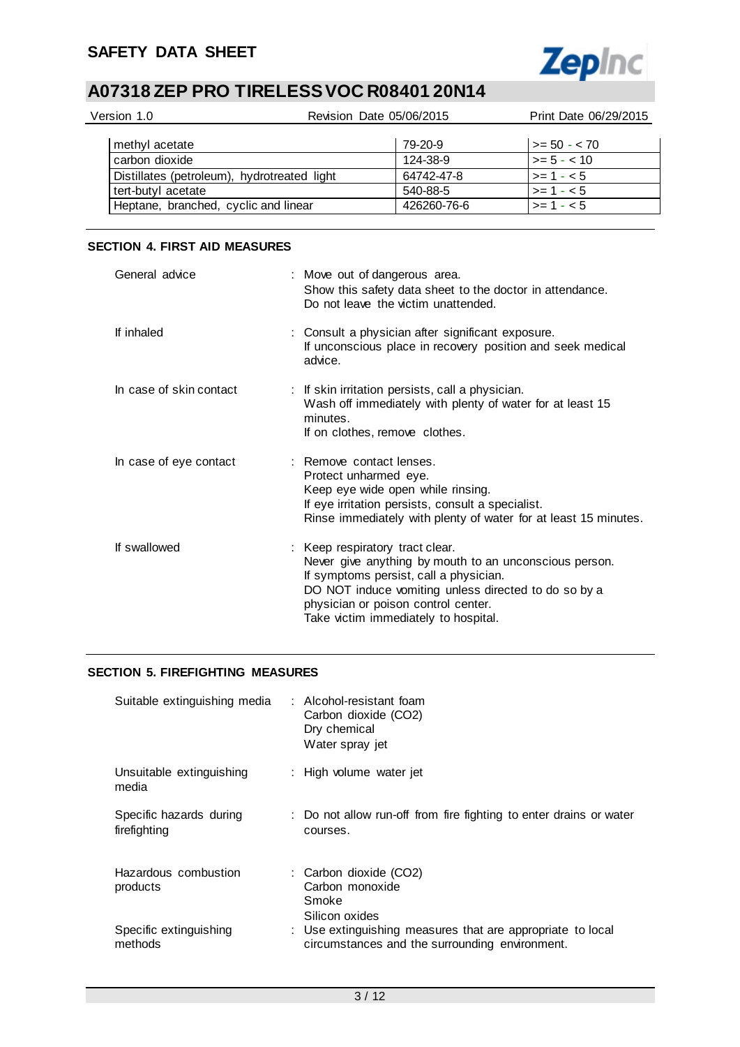| | | |
|---|---|---|
| methyl acetate | 79-20-9 | >= 50 - < 70 |
| carbon dioxide | 124-38-9 | >= 5 - < 10 |
| Distillates (petroleum), hydrotreated light | 64742-47-8 | >= 1 - < 5 |
| tert-butyl acetate | 540-88-5 | >= 1 - < 5 |
| Heptane, branched, cyclic and linear | 426260-76-6 | >= 1 - < 5 |

## SECTION 4. FIRST AID MEASURES

| | |
|---|---|
| General advice | : Move out of dangerous area.<br>Show this safety data sheet to the doctor in attendance.<br>Do not leave the victim unattended. |
| If inhaled | : Consult a physician after significant exposure.<br>If unconscious place in recovery position and seek medical advice. |
| In case of skin contact | : If skin irritation persists, call a physician.<br>Wash off immediately with plenty of water for at least 15 minutes.<br>If on clothes, remove clothes. |
| In case of eye contact | : Remove contact lenses.<br>Protect unharmed eye.<br>Keep eye wide open while rinsing.<br>If eye irritation persists, consult a specialist.<br>Rinse immediately with plenty of water for at least 15 minutes. |
| If swallowed | : Keep respiratory tract clear.<br>Never give anything by mouth to an unconscious person.<br>If symptoms persist, call a physician.<br>DO NOT induce vomiting unless directed to do so by a physician or poison control center.<br>Take victim immediately to hospital. |

## SECTION 5. FIREFIGHTING MEASURES

| | |
|---|---|
| Suitable extinguishing media | : Alcohol-resistant foam<br>Carbon dioxide ($CO_2$)<br>Dry chemical<br>Water spray jet |
| Unsuitable extinguishing media | : High volume water jet |
| Specific hazards during firefighting | : Do not allow run-off from fire fighting to enter drains or water courses. |
| Hazardous combustion products | : Carbon dioxide ($CO_2$)<br>Carbon monoxide<br>Smoke<br>Silicon oxides |
| Specific extinguishing methods | : Use extinguishing measures that are appropriate to local circumstances and the surrounding environment. |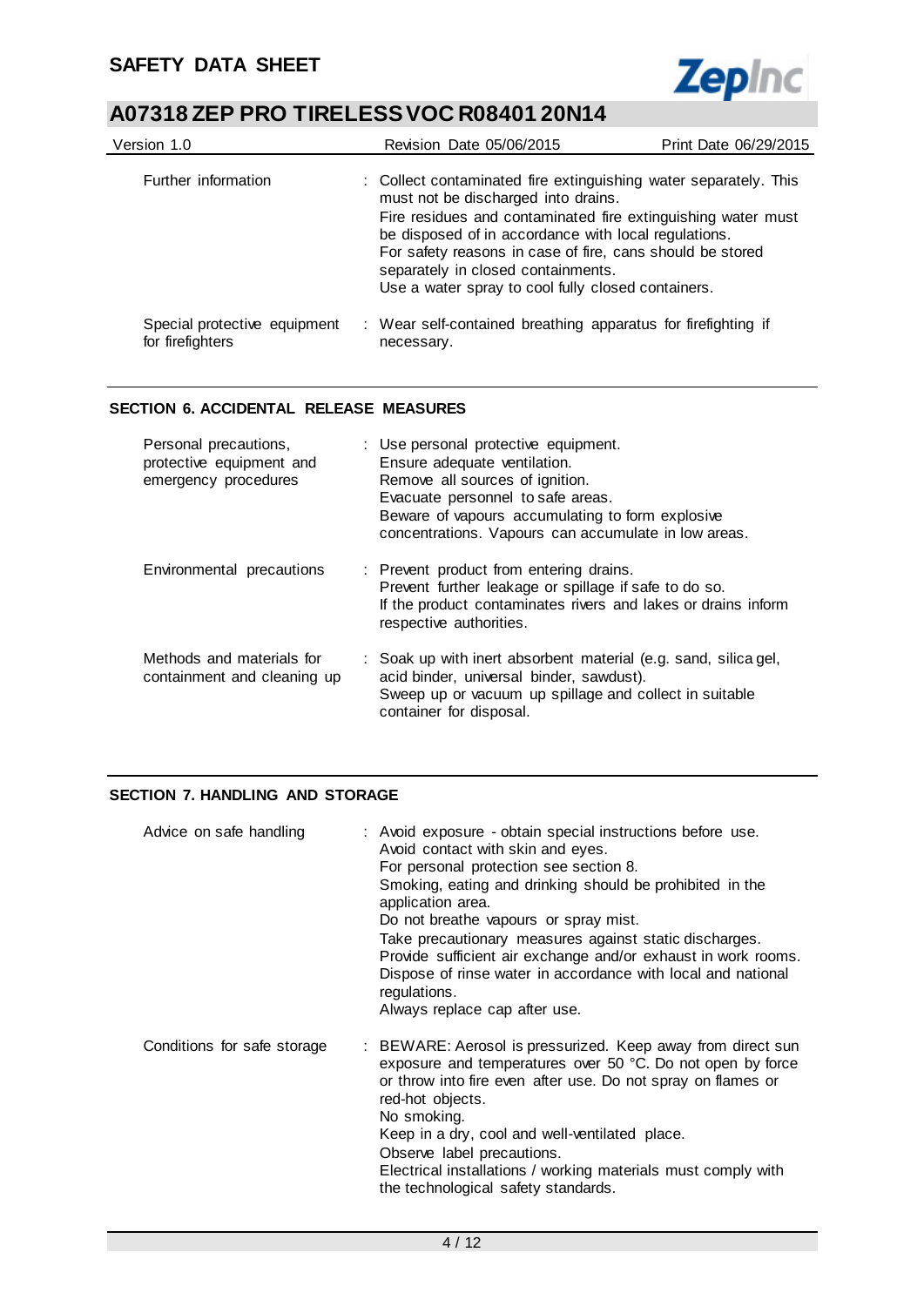| | |
|---|---|
| Further information | : Collect contaminated fire extinguishing water separately. This must not be discharged into drains.<br>Fire residues and contaminated fire extinguishing water must be disposed of in accordance with local regulations.<br>For safety reasons in case of fire, cans should be stored separately in closed containments.<br>Use a water spray to cool fully closed containers. |
| Special protective equipment for firefighters | : Wear self-contained breathing apparatus for firefighting if necessary. |

## SECTION 6. ACCIDENTAL RELEASE MEASURES

| | |
|---|---|
| Personal precautions, protective equipment and emergency procedures | : Use personal protective equipment.<br>Ensure adequate ventilation.<br>Remove all sources of ignition.<br>Evacuate personnel to safe areas.<br>Beware of vapours accumulating to form explosive concentrations. Vapours can accumulate in low areas. |
| Environmental precautions | : Prevent product from entering drains.<br>Prevent further leakage or spillage if safe to do so.<br>If the product contaminates rivers and lakes or drains inform respective authorities. |
| Methods and materials for containment and cleaning up | : Soak up with inert absorbent material (e.g. sand, silica gel, acid binder, universal binder, sawdust).<br>Sweep up or vacuum up spillage and collect in suitable container for disposal. |

## SECTION 7. HANDLING AND STORAGE

| | |
|---|---|
| Advice on safe handling | : Avoid exposure - obtain special instructions before use.<br>Avoid contact with skin and eyes.<br>For personal protection see section 8.<br>Smoking, eating and drinking should be prohibited in the application area.<br>Do not breathe vapours or spray mist.<br>Take precautionary measures against static discharges.<br>Provide sufficient air exchange and/or exhaust in work rooms.<br>Dispose of rinse water in accordance with local and national regulations.<br>Always replace cap after use. |
| Conditions for safe storage | : BEWARE: Aerosol is pressurized. Keep away from direct sun exposure and temperatures over 50 °C. Do not open by force or throw into fire even after use. Do not spray on flames or red-hot objects.<br>No smoking.<br>Keep in a dry, cool and well-ventilated place.<br>Observe label precautions.<br>Electrical installations / working materials must comply with the technological safety standards. |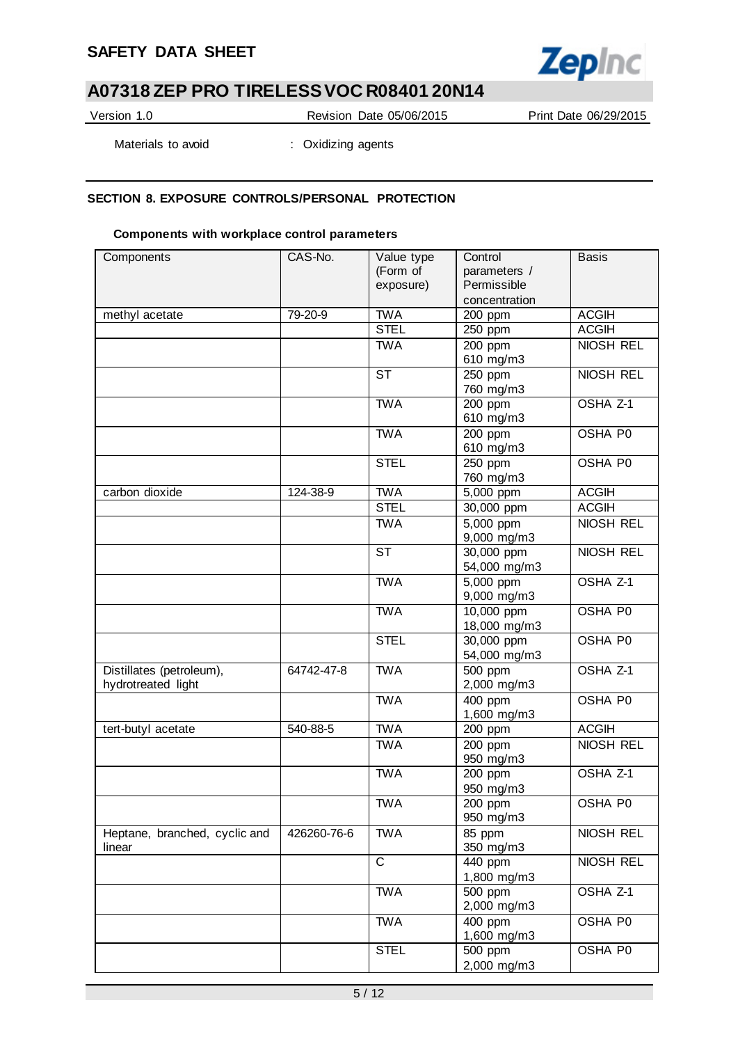Materials to avoid : Oxidizing agents

## SECTION 8. EXPOSURE CONTROLS/PERSONAL PROTECTION

### Components with workplace control parameters

| Components | CAS-No. | Value type (Form of exposure) | Control parameters / Permissible concentration | Basis |
|---|---|---|---|---|
| methyl acetate | 79-20-9 | TWA | 200 ppm | ACGIH |
| | | STEL | 250 ppm | ACGIH |
| | | TWA | 200 ppm 610 mg/m3 | NIOSH REL |
| | | ST | 250 ppm 760 mg/m3 | NIOSH REL |
| | | TWA | 200 ppm 610 mg/m3 | OSHA Z-1 |
| | | TWA | 200 ppm 610 mg/m3 | OSHA P0 |
| | | STEL | 250 ppm 760 mg/m3 | OSHA P0 |
| carbon dioxide | 124-38-9 | TWA | 5,000 ppm | ACGIH |
| | | STEL | 30,000 ppm | ACGIH |
| | | TWA | 5,000 ppm 9,000 mg/m3 | NIOSH REL |
| | | ST | 30,000 ppm 54,000 mg/m3 | NIOSH REL |
| | | TWA | 5,000 ppm 9,000 mg/m3 | OSHA Z-1 |
| | | TWA | 10,000 ppm 18,000 mg/m3 | OSHA P0 |
| | | STEL | 30,000 ppm 54,000 mg/m3 | OSHA P0 |
| Distillates (petroleum), hydrotreated light | 64742-47-8 | TWA | 500 ppm 2,000 mg/m3 | OSHA Z-1 |
| | | TWA | 400 ppm 1,600 mg/m3 | OSHA P0 |
| tert-butyl acetate | 540-88-5 | TWA | 200 ppm | ACGIH |
| | | TWA | 200 ppm 950 mg/m3 | NIOSH REL |
| | | TWA | 200 ppm 950 mg/m3 | OSHA Z-1 |
| | | TWA | 200 ppm 950 mg/m3 | OSHA P0 |
| Heptane, branched, cyclic and linear | 426260-76-6 | TWA | 85 ppm 350 mg/m3 | NIOSH REL |
| | | C | 440 ppm 1,800 mg/m3 | NIOSH REL |
| | | TWA | 500 ppm 2,000 mg/m3 | OSHA Z-1 |
| | | TWA | 400 ppm 1,600 mg/m3 | OSHA P0 |
| | | STEL | 500 ppm 2,000 mg/m3 | OSHA P0 |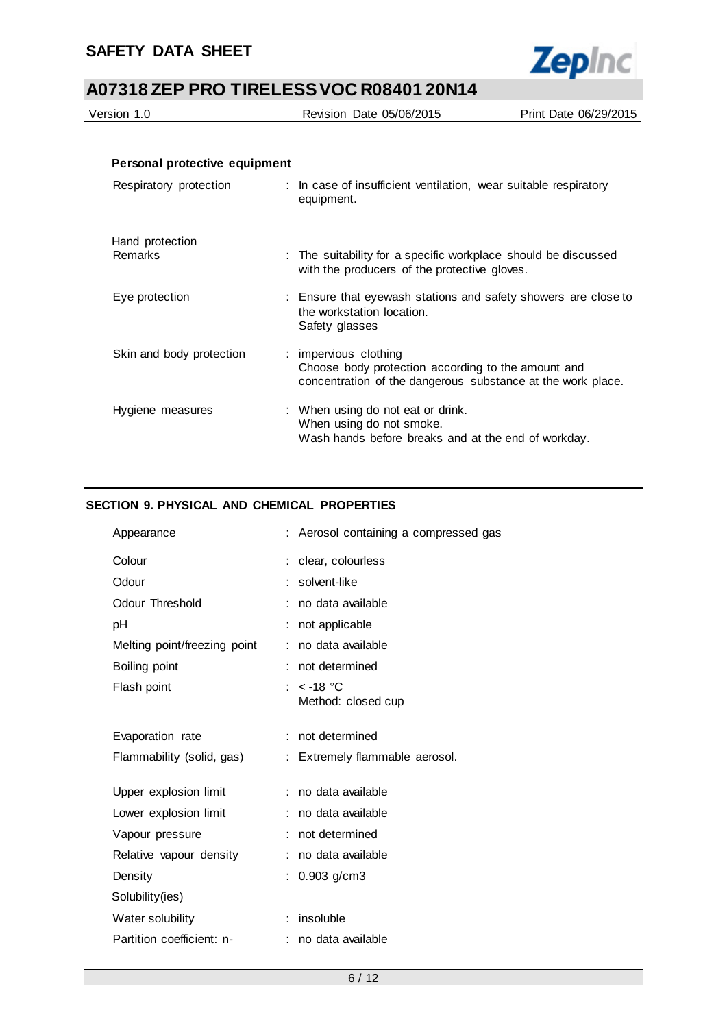**Personal protective equipment**

| | |
|---|---|
| Respiratory protection | : In case of insufficient ventilation, wear suitable respiratory equipment. |
| Hand protection | |
| Remarks | : The suitability for a specific workplace should be discussed with the producers of the protective gloves. |
| Eye protection | : Ensure that eyewash stations and safety showers are close to the workstation location.<br>Safety glasses |
| Skin and body protection | : impervious clothing<br>Choose body protection according to the amount and concentration of the dangerous substance at the work place. |
| Hygiene measures | : When using do not eat or drink.<br>When using do not smoke.<br>Wash hands before breaks and at the end of workday. |

## SECTION 9. PHYSICAL AND CHEMICAL PROPERTIES

| | |
|---|---|
| Appearance | : Aerosol containing a compressed gas |
| Colour | : clear, colourless |
| Odour | : solvent-like |
| Odour Threshold | : no data available |
| pH | : not applicable |
| Melting point/freezing point | : no data available |
| Boiling point | : not determined |
| Flash point | : < -18 °C<br>Method: closed cup |
| Evaporation rate | : not determined |
| Flammability (solid, gas) | : Extremely flammable aerosol. |
| Upper explosion limit | : no data available |
| Lower explosion limit | : no data available |
| Vapour pressure | : not determined |
| Relative vapour density | : no data available |
| Density | : 0.903 g/cm3 |
| Solubility(ies) | |
| Water solubility | : insoluble |
| Partition coefficient: n- | : no data available |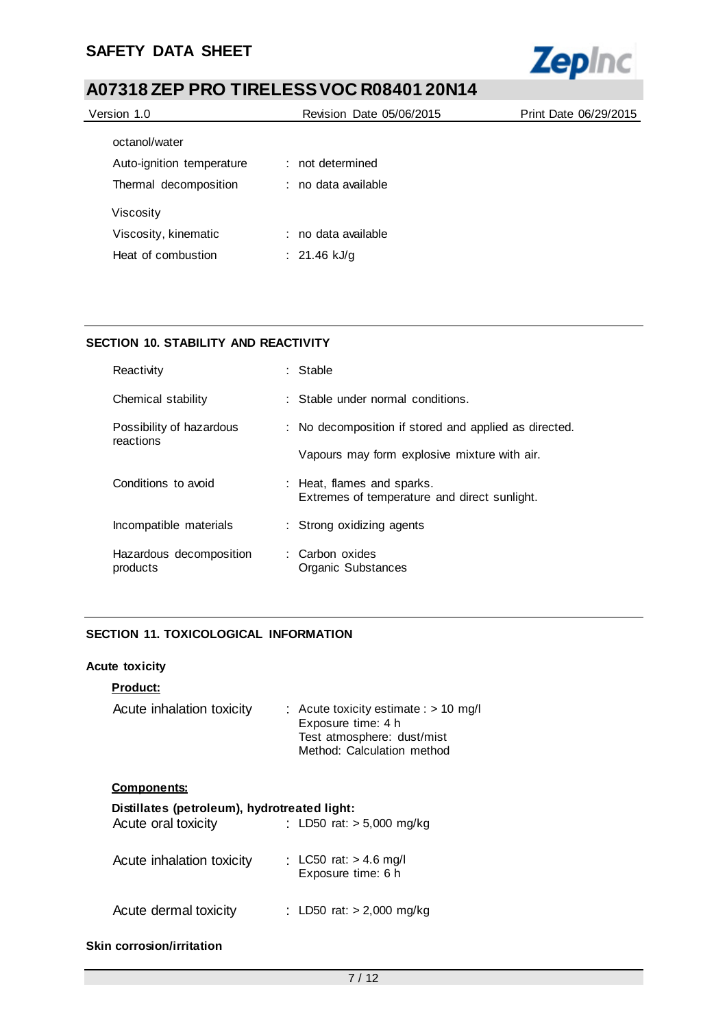octanol/water

| | |
|---|---|
| Auto-ignition temperature | : not determined |
| Thermal decomposition | : no data available |

Viscosity

| | |
|---|---|
| Viscosity, kinematic | : no data available |
| Heat of combustion | : 21.46 kJ/g |

## SECTION 10. STABILITY AND REACTIVITY

| | |
|---|---|
| Reactivity | : Stable |
| Chemical stability | : Stable under normal conditions. |
| Possibility of hazardous reactions | : No decomposition if stored and applied as directed.<br>Vapours may form explosive mixture with air. |
| Conditions to avoid | : Heat, flames and sparks.<br>Extremes of temperature and direct sunlight. |
| Incompatible materials | : Strong oxidizing agents |
| Hazardous decomposition products | : Carbon oxides<br>Organic Substances |

## SECTION 11. TOXICOLOGICAL INFORMATION

**Acute toxicity**

**Product:**

| | |
|---|---|
| Acute inhalation toxicity | : Acute toxicity estimate : > 10 mg/l<br>Exposure time: 4 h<br>Test atmosphere: dust/mist<br>Method: Calculation method |

**Components:**

**Distillates (petroleum), hydrotreated light:**

| | |
|---|---|
| Acute oral toxicity | : LD50 rat: > 5,000 mg/kg |
| Acute inhalation toxicity | : LC50 rat: > 4.6 mg/l<br>Exposure time: 6 h |
| Acute dermal toxicity | : LD50 rat: > 2,000 mg/kg |

**Skin corrosion/irritation**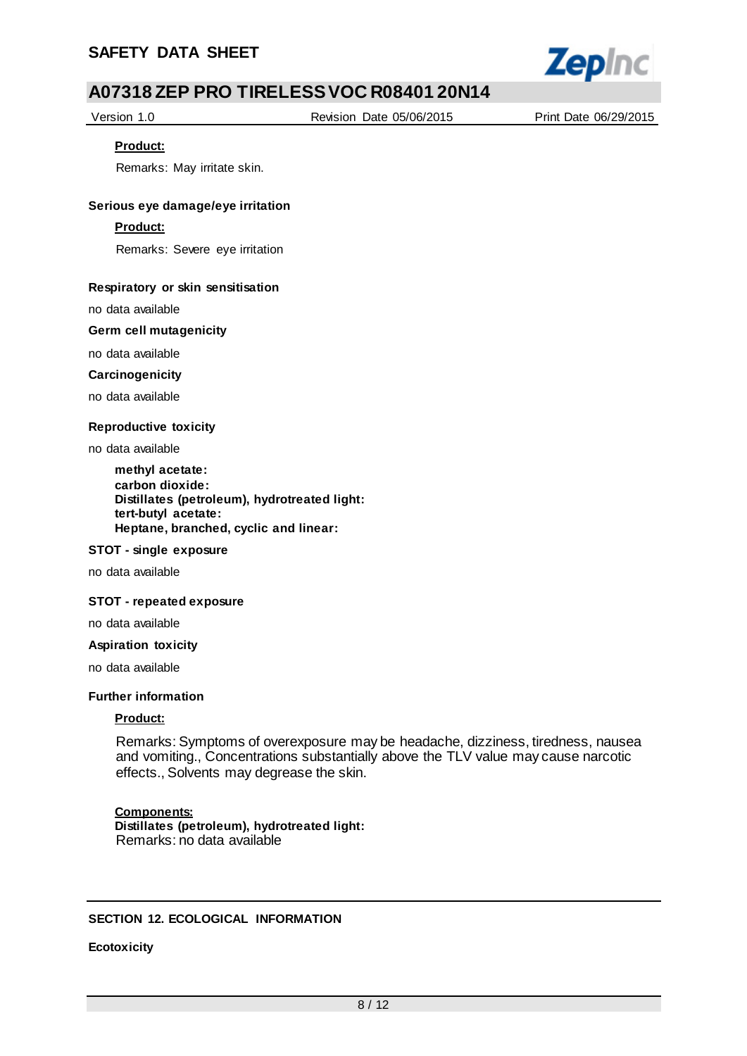**Product:**

Remarks: May irritate skin.

**Serious eye damage/eye irritation**

**Product:**

Remarks: Severe eye irritation

**Respiratory or skin sensitisation**

no data available

**Germ cell mutagenicity**

no data available

**Carcinogenicity**

no data available

**Reproductive toxicity**

no data available

**methyl acetate:**
**carbon dioxide:**
**Distillates (petroleum), hydrotreated light:**
**tert-butyl acetate:**
**Heptane, branched, cyclic and linear:**

**STOT - single exposure**

no data available

**STOT - repeated exposure**

no data available

**Aspiration toxicity**

no data available

**Further information**

**Product:**

Remarks: Symptoms of overexposure may be headache, dizziness, tiredness, nausea and vomiting., Concentrations substantially above the TLV value may cause narcotic effects., Solvents may degrease the skin.

**Components:**
**Distillates (petroleum), hydrotreated light:**
Remarks: no data available

## SECTION 12. ECOLOGICAL INFORMATION

**Ecotoxicity**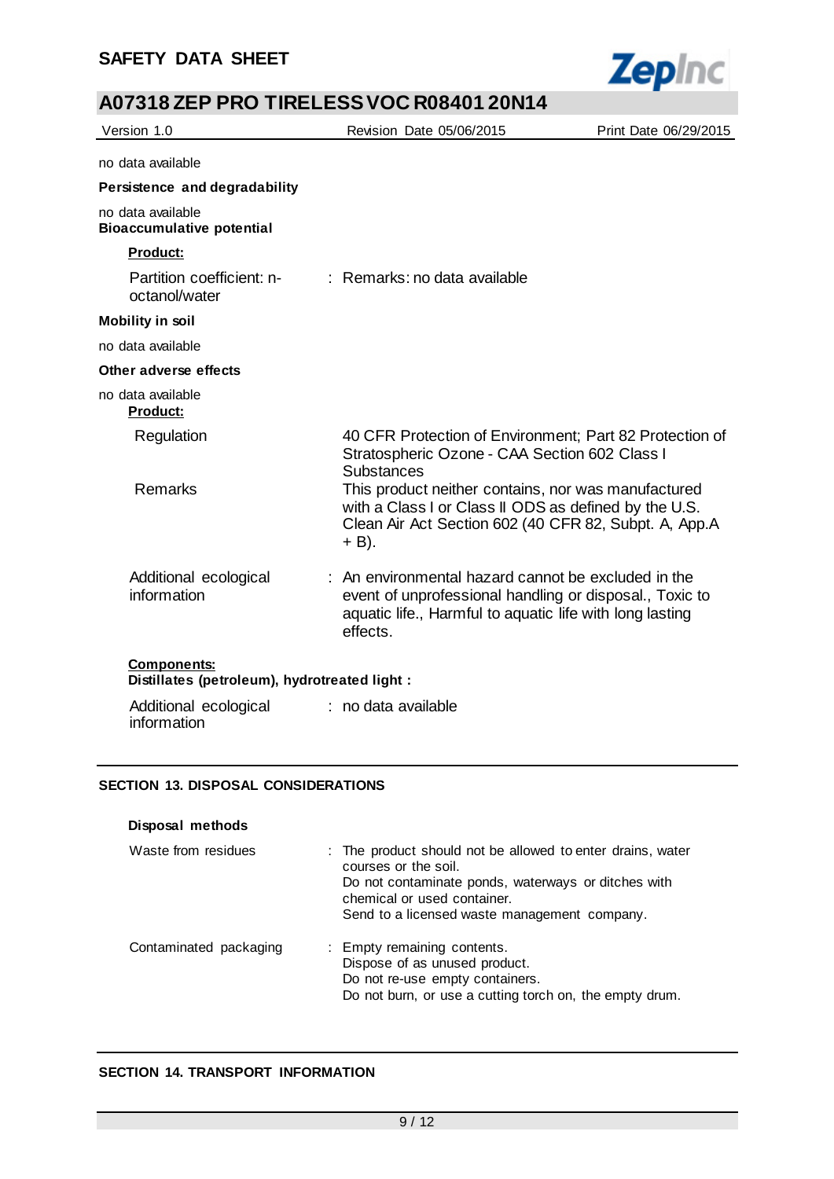no data available

**Persistence and degradability**

no data available

**Bioaccumulative potential**

**Product:**

| | |
|---|---|
| Partition coefficient: n-octanol/water | : Remarks: no data available |

**Mobility in soil**

no data available

**Other adverse effects**

no data available

**Product:**

| | |
|---|---|
| Regulation | 40 CFR Protection of Environment; Part 82 Protection of Stratospheric Ozone - CAA Section 602 Class I Substances |
| Remarks | This product neither contains, nor was manufactured with a Class I or Class II ODS as defined by the U.S. Clean Air Act Section 602 (40 CFR 82, Subpt. A, App.A + B). |
| Additional ecological information | : An environmental hazard cannot be excluded in the event of unprofessional handling or disposal., Toxic to aquatic life., Harmful to aquatic life with long lasting effects. |

**Components:**

**Distillates (petroleum), hydrotreated light :**

| | |
|---|---|
| Additional ecological information | : no data available |

## SECTION 13. DISPOSAL CONSIDERATIONS

**Disposal methods**

| | |
|---|---|
| Waste from residues | : The product should not be allowed to enter drains, water courses or the soil.<br>Do not contaminate ponds, waterways or ditches with chemical or used container.<br>Send to a licensed waste management company. |
| Contaminated packaging | : Empty remaining contents.<br>Dispose of as unused product.<br>Do not re-use empty containers.<br>Do not burn, or use a cutting torch on, the empty drum. |

## SECTION 14. TRANSPORT INFORMATION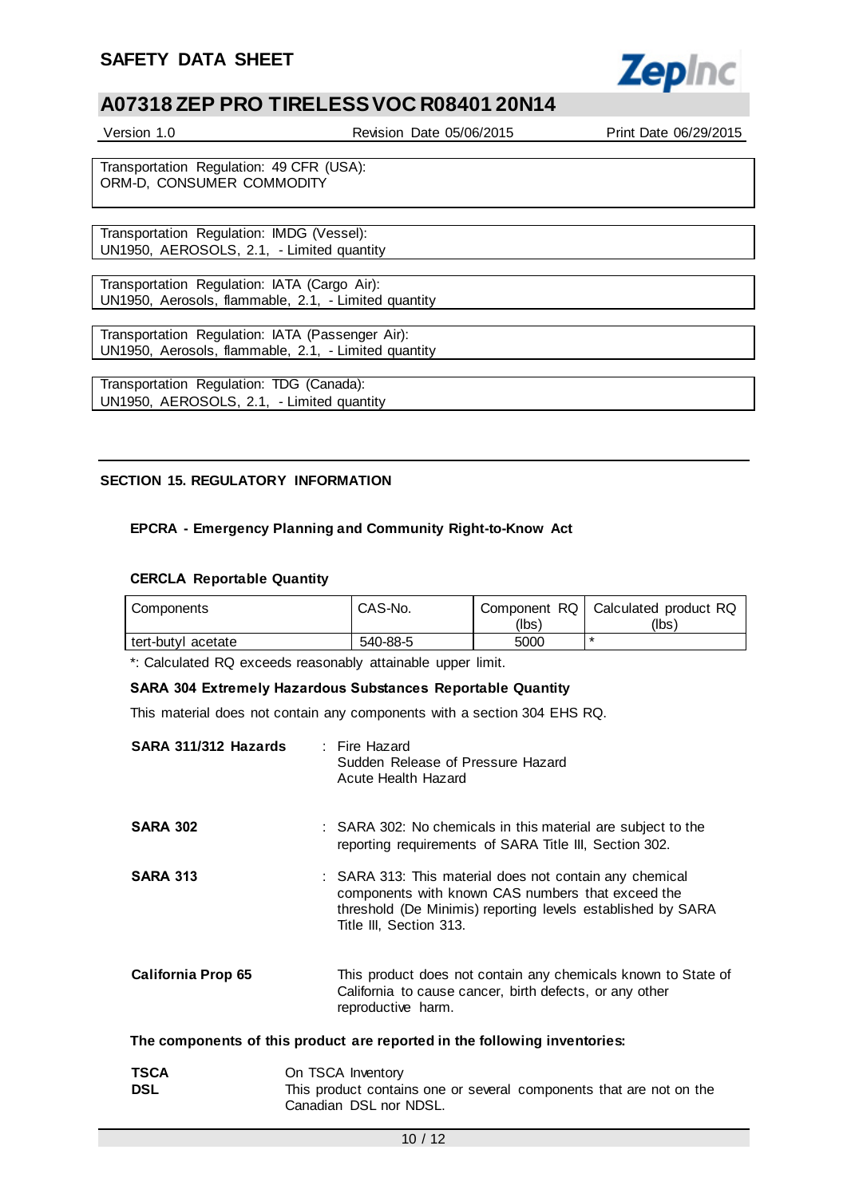Transportation Regulation: 49 CFR (USA):
ORM-D, CONSUMER COMMODITY

Transportation Regulation: IMDG (Vessel):
UN1950, AEROSOLS, 2.1, - Limited quantity

Transportation Regulation: IATA (Cargo Air):
UN1950, Aerosols, flammable, 2.1, - Limited quantity

Transportation Regulation: IATA (Passenger Air):
UN1950, Aerosols, flammable, 2.1, - Limited quantity

Transportation Regulation: TDG (Canada):
UN1950, AEROSOLS, 2.1, - Limited quantity

## SECTION 15. REGULATORY INFORMATION

### EPCRA - Emergency Planning and Community Right-to-Know Act

#### CERCLA Reportable Quantity

| Components | CAS-No. | Component RQ (lbs) | Calculated product RQ (lbs) |
|---|---|---|---|
| tert-butyl acetate | 540-88-5 | 5000 | * |

*: Calculated RQ exceeds reasonably attainable upper limit.

**SARA 304 Extremely Hazardous Substances Reportable Quantity**

This material does not contain any components with a section 304 EHS RQ.

**SARA 311/312 Hazards** : Fire Hazard
Sudden Release of Pressure Hazard
Acute Health Hazard

**SARA 302** : SARA 302: No chemicals in this material are subject to the reporting requirements of SARA Title III, Section 302.

**SARA 313** : SARA 313: This material does not contain any chemical components with known CAS numbers that exceed the threshold (De Minimis) reporting levels established by SARA Title III, Section 313.

**California Prop 65** This product does not contain any chemicals known to State of California to cause cancer, birth defects, or any other reproductive harm.

**The components of this product are reported in the following inventories:**

**TSCA** On TSCA Inventory

**DSL** This product contains one or several components that are not on the Canadian DSL nor NDSL.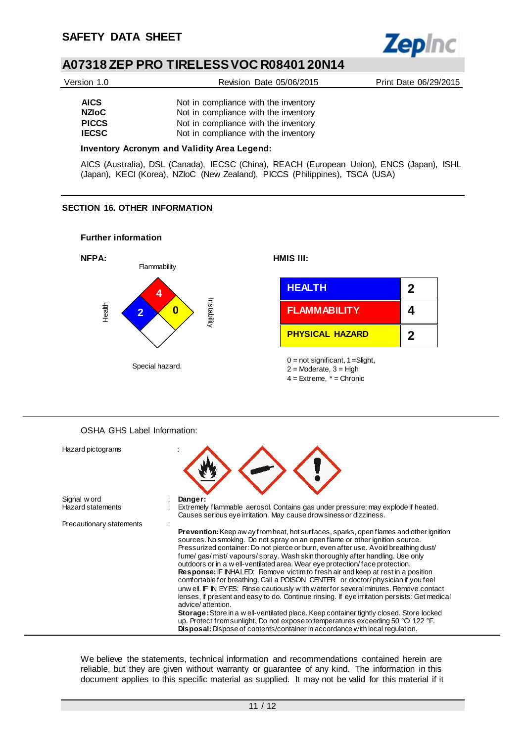| | |
|---|---|
| **AICS** | Not in compliance with the inventory |
| **NZIoC** | Not in compliance with the inventory |
| **PICCS** | Not in compliance with the inventory |
| **IECSC** | Not in compliance with the inventory |

**Inventory Acronym and Validity Area Legend:**

AICS (Australia), DSL (Canada), IECSC (China), REACH (European Union), ENCS (Japan), ISHL (Japan), KECI (Korea), NZIoC (New Zealand), PICCS (Philippines), TSCA (USA)

## SECTION 16. OTHER INFORMATION

**Further information**

**NFPA:**

Flammability: 4
Health: 2
Instability: 0
Special hazard.

**HMIS III:**

| | |
|---|---|
| HEALTH | 2 |
| FLAMMABILITY | 4 |
| PHYSICAL HAZARD | 2 |

0 = not significant, 1 =Slight,
2 = Moderate, 3 = High
4 = Extreme, * = Chronic

OSHA GHS Label Information:

Hazard pictograms :

Signal word : **Danger:**

Hazard statements : Extremely flammable aerosol. Contains gas under pressure; may explode if heated. Causes serious eye irritation. May cause drowsiness or dizziness.

Precautionary statements :

**Prevention:** Keep away from heat, hot surfaces, sparks, open flames and other ignition sources. No smoking. Do not spray on an open flame or other ignition source. Pressurized container: Do not pierce or burn, even after use. Avoid breathing dust/ fume/ gas/ mist/ vapours/ spray. Wash skin thoroughly after handling. Use only outdoors or in a well-ventilated area. Wear eye protection/ face protection.
**Response:** IF INHALED: Remove victim to fresh air and keep at rest in a position comfortable for breathing. Call a POISON CENTER or doctor/ physician if you feel unwell. IF IN EYES: Rinse cautiously with water for several minutes. Remove contact lenses, if present and easy to do. Continue rinsing. If eye irritation persists: Get medical advice/ attention.
**Storage:** Store in a well-ventilated place. Keep container tightly closed. Store locked up. Protect from sunlight. Do not expose to temperatures exceeding 50 °C/ 122 °F.
**Disposal:** Dispose of contents/container in accordance with local regulation.

We believe the statements, technical information and recommendations contained herein are reliable, but they are given without warranty or guarantee of any kind. The information in this document applies to this specific material as supplied. It may not be valid for this material if it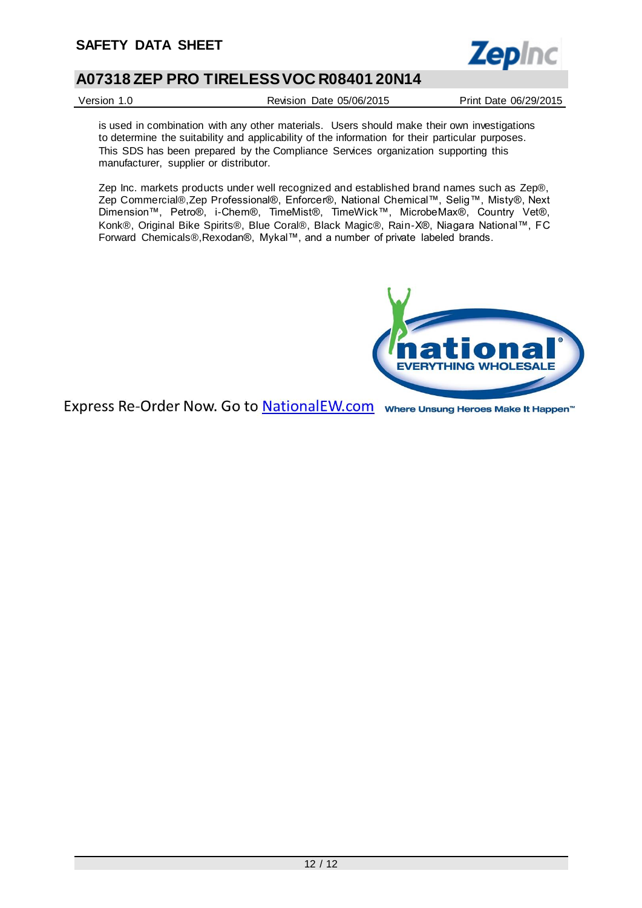is used in combination with any other materials. Users should make their own investigations to determine the suitability and applicability of the information for their particular purposes. This SDS has been prepared by the Compliance Services organization supporting this manufacturer, supplier or distributor.

Zep Inc. markets products under well recognized and established brand names such as Zep®, Zep Commercial®,Zep Professional®, Enforcer®, National Chemical™, Selig™, Misty®, Next Dimension™, Petro®, i-Chem®, TimeMist®, TimeWick™, MicrobeMax®, Country Vet®, Konk®, Original Bike Spirits®, Blue Coral®, Black Magic®, Rain-X®, Niagara National™, FC Forward Chemicals®,Rexodan®, Mykal™, and a number of private labeled brands.

Express Re-Order Now. Go to [NationalEW.com](http://NationalEW.com)

national® EVERYTHING WHOLESALE

Where Unsung Heroes Make It Happen™